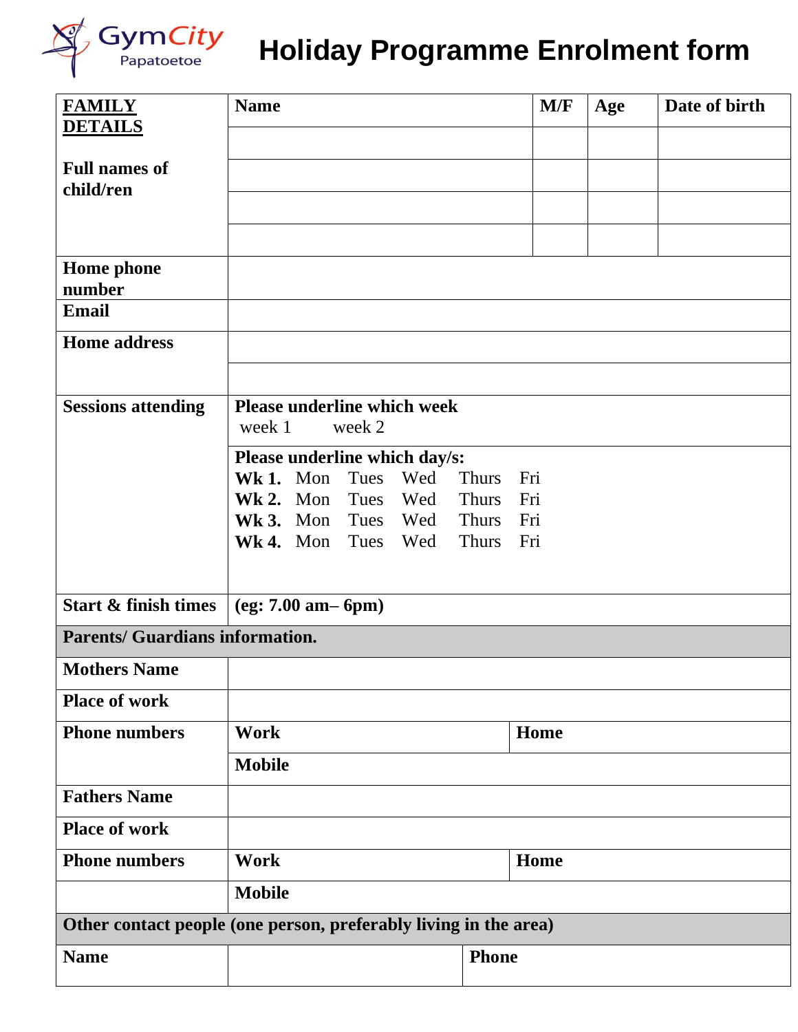GymCity Papatoetoe

# Holiday Programme Enrolment form

| **FAMILY DETAILS** | **Name** | **M/F** | **Age** | **Date of birth** |
|---|---|---|---|---|
| **Full names of child/ren** | | | | |
| | | | | |
| | | | | |
| | | | | |
| **Home phone number** | | | | |
| **Email** | | | | |
| **Home address** | | | | |
| | | | | |
| **Sessions attending** | **Please underline which week**<br>week 1 week 2 | | | |
| | **Please underline which day/s:**<br>**Wk 1.** Mon Tues Wed Thurs Fri<br>**Wk 2.** Mon Tues Wed Thurs Fri<br>**Wk 3.** Mon Tues Wed Thurs Fri<br>**Wk 4.** Mon Tues Wed Thurs Fri | | | |
| **Start & finish times** | **(eg: 7.00 am– 6pm)** | | | |
| **Parents/ Guardians information.** | | | | |
| **Mothers Name** | | | | |
| **Place of work** | | | | |
| **Phone numbers** | **Work** | **Home** | | |
| | **Mobile** | | | |
| **Fathers Name** | | | | |
| **Place of work** | | | | |
| **Phone numbers** | **Work** | **Home** | | |
| | **Mobile** | | | |
| **Other contact people (one person, preferably living in the area)** | | | | |
| **Name** | | **Phone** | | |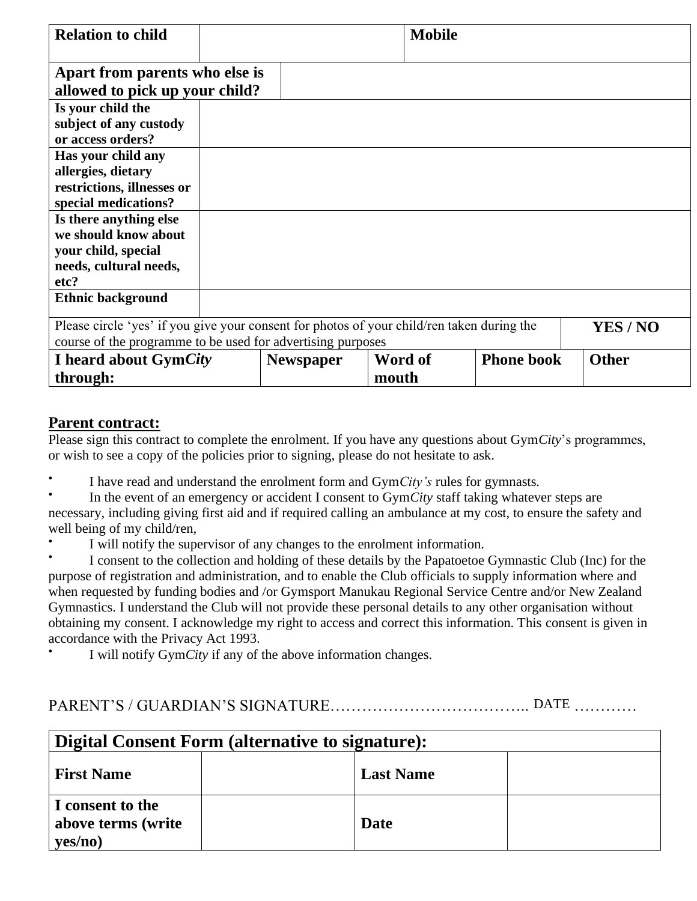| | | | |
|---|---|---|---|
| **Relation to child** | | **Mobile** | |
| **Apart from parents who else is allowed to pick up your child?** | | | |
| **Is your child the subject of any custody or access orders?** | | | |
| **Has your child any allergies, dietary restrictions, illnesses or special medications?** | | | |
| **Is there anything else we should know about your child, special needs, cultural needs, etc?** | | | |
| **Ethnic background** | | | |

| | |
|---|---|
| Please circle 'yes' if you give your consent for photos of your child/ren taken during the course of the programme to be used for advertising purposes | **YES / NO** |

| | | | | |
|---|---|---|---|---|
| **I heard about Gym*City* through:** | **Newspaper** | **Word of mouth** | **Phone book** | **Other** |

## Parent contract:

Please sign this contract to complete the enrolment. If you have any questions about Gym*City*'s programmes, or wish to see a copy of the policies prior to signing, please do not hesitate to ask.

- I have read and understand the enrolment form and Gym*City's* rules for gymnasts.
- In the event of an emergency or accident I consent to Gym*City* staff taking whatever steps are necessary, including giving first aid and if required calling an ambulance at my cost, to ensure the safety and well being of my child/ren,
- I will notify the supervisor of any changes to the enrolment information.
- I consent to the collection and holding of these details by the Papatoetoe Gymnastic Club (Inc) for the purpose of registration and administration, and to enable the Club officials to supply information where and when requested by funding bodies and /or Gymsport Manukau Regional Service Centre and/or New Zealand Gymnastics. I understand the Club will not provide these personal details to any other organisation without obtaining my consent. I acknowledge my right to access and correct this information. This consent is given in accordance with the Privacy Act 1993.
- I will notify Gym*City* if any of the above information changes.

PARENT'S / GUARDIAN'S SIGNATURE……………………………….. DATE …………

| **Digital Consent Form (alternative to signature):** | | | |
|---|---|---|---|
| **First Name** | | **Last Name** | |
| **I consent to the above terms (write yes/no)** | | **Date** | |